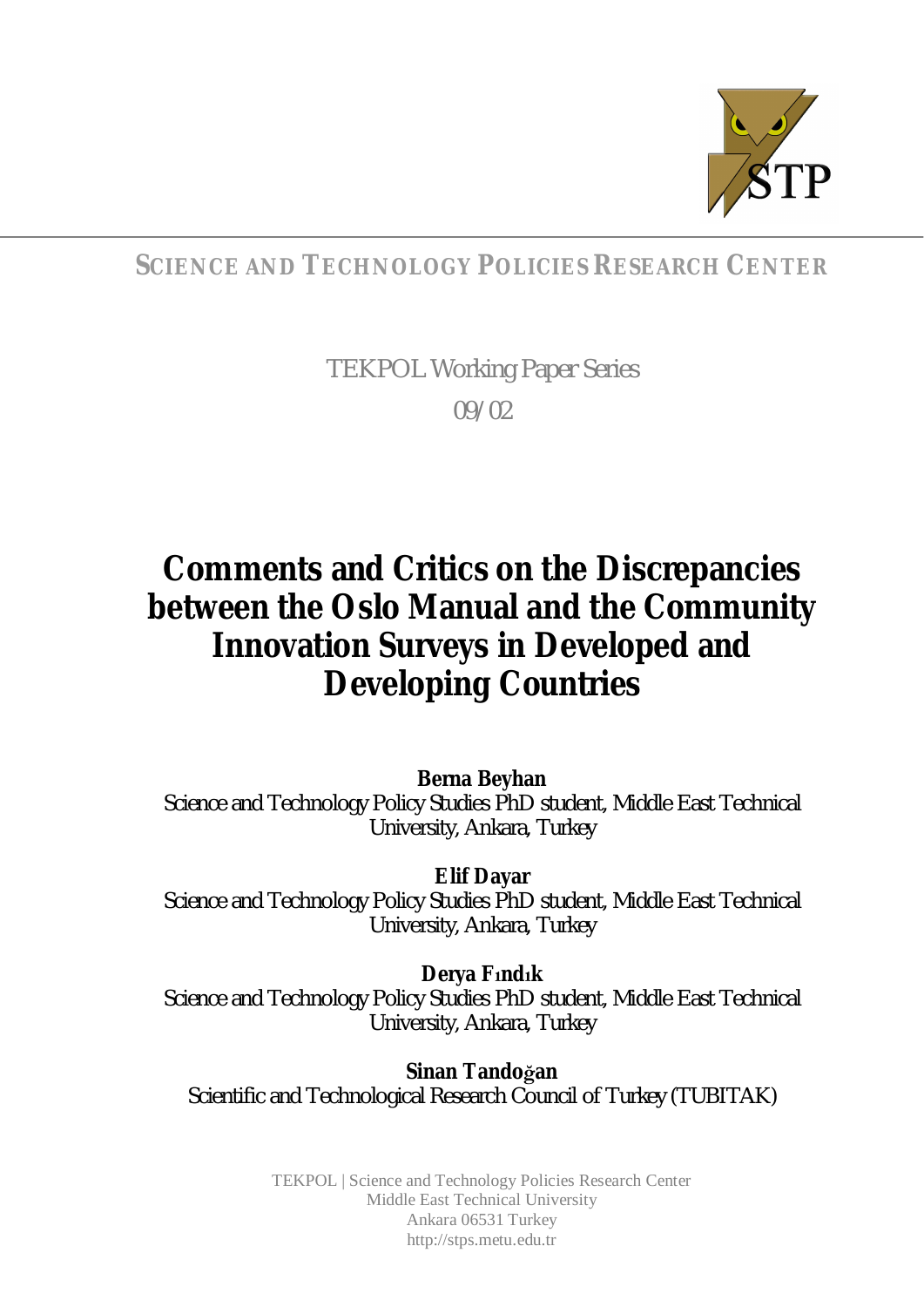**SCIENCE AND TECHNOLOGY POLICIES RESEARCH CENTER**

TEKPOL Working Paper Series

09/02

# Comments and Critics on the Discrepancies between the Oslo Manual and the Community Innovation Surveys in Developed and Developing Countries

**Berna Beyhan**
Science and Technology Policy Studies PhD student, Middle East Technical University, Ankara, Turkey

**Elif Dayar**
Science and Technology Policy Studies PhD student, Middle East Technical University, Ankara, Turkey

**Derya Fındık**
Science and Technology Policy Studies PhD student, Middle East Technical University, Ankara, Turkey

**Sinan Tandoğan**
Scientific and Technological Research Council of Turkey (TUBITAK)

TEKPOL | Science and Technology Policies Research Center
Middle East Technical University
Ankara 06531 Turkey
http://stps.metu.edu.tr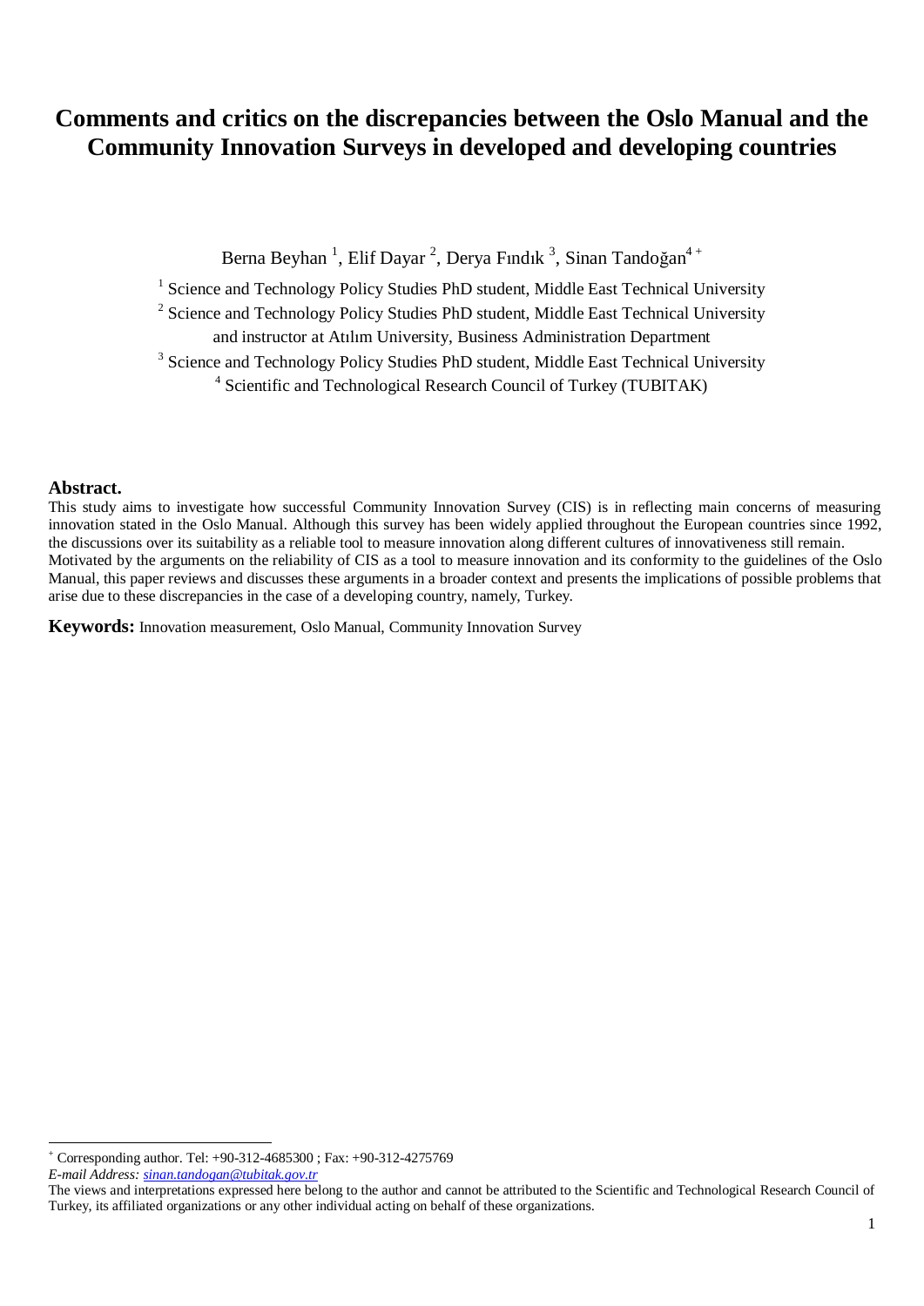# Comments and critics on the discrepancies between the Oslo Manual and the Community Innovation Surveys in developed and developing countries

Berna Beyhan [1], Elif Dayar [2], Derya Fındık [3], Sinan Tandoğan[4 +]

[1] Science and Technology Policy Studies PhD student, Middle East Technical University

[2] Science and Technology Policy Studies PhD student, Middle East Technical University and instructor at Atılım University, Business Administration Department

[3] Science and Technology Policy Studies PhD student, Middle East Technical University

[4] Scientific and Technological Research Council of Turkey (TUBITAK)

**Abstract.**

This study aims to investigate how successful Community Innovation Survey (CIS) is in reflecting main concerns of measuring innovation stated in the Oslo Manual. Although this survey has been widely applied throughout the European countries since 1992, the discussions over its suitability as a reliable tool to measure innovation along different cultures of innovativeness still remain. Motivated by the arguments on the reliability of CIS as a tool to measure innovation and its conformity to the guidelines of the Oslo Manual, this paper reviews and discusses these arguments in a broader context and presents the implications of possible problems that arise due to these discrepancies in the case of a developing country, namely, Turkey.

**Keywords:** Innovation measurement, Oslo Manual, Community Innovation Survey

---

[+] Corresponding author. Tel: +90-312-4685300 ; Fax: +90-312-4275769
*E-mail Address: sinan.tandogan@tubitak.gov.tr*

The views and interpretations expressed here belong to the author and cannot be attributed to the Scientific and Technological Research Council of Turkey, its affiliated organizations or any other individual acting on behalf of these organizations.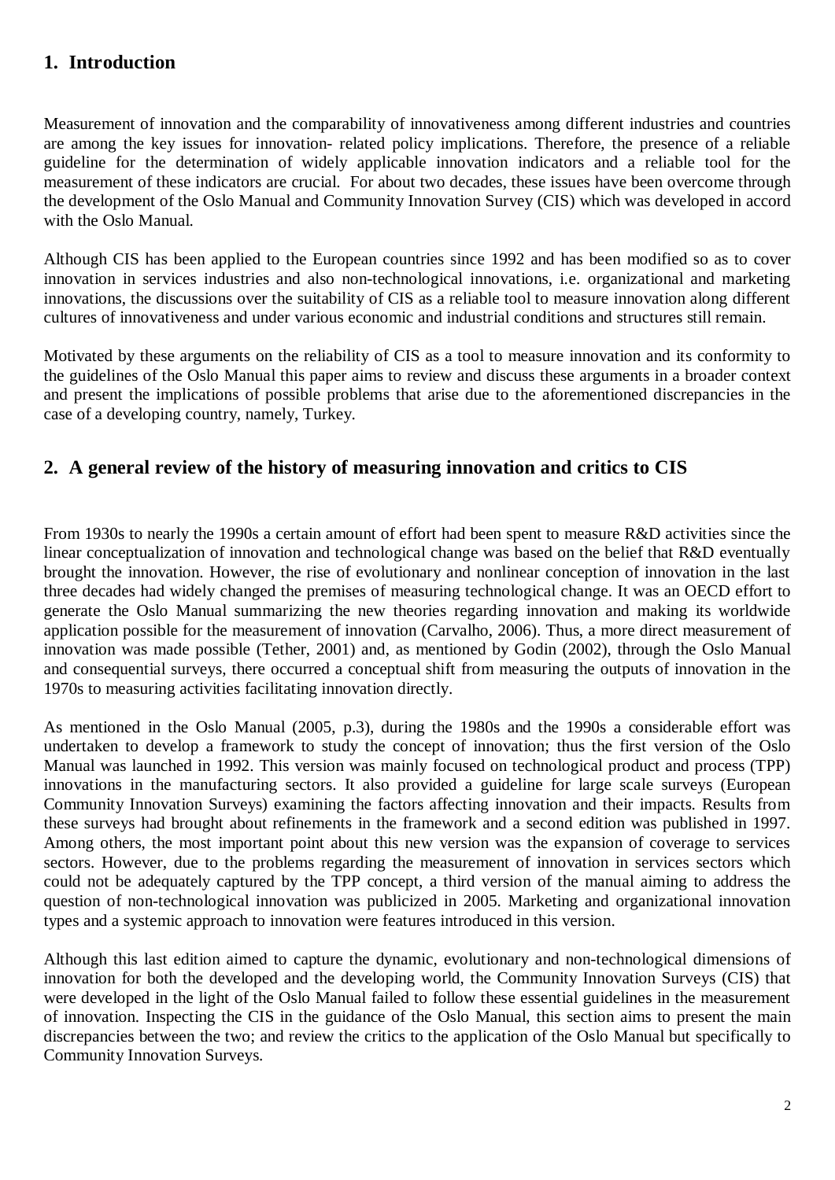## 1. Introduction

Measurement of innovation and the comparability of innovativeness among different industries and countries are among the key issues for innovation- related policy implications. Therefore, the presence of a reliable guideline for the determination of widely applicable innovation indicators and a reliable tool for the measurement of these indicators are crucial. For about two decades, these issues have been overcome through the development of the Oslo Manual and Community Innovation Survey (CIS) which was developed in accord with the Oslo Manual.

Although CIS has been applied to the European countries since 1992 and has been modified so as to cover innovation in services industries and also non-technological innovations, i.e. organizational and marketing innovations, the discussions over the suitability of CIS as a reliable tool to measure innovation along different cultures of innovativeness and under various economic and industrial conditions and structures still remain.

Motivated by these arguments on the reliability of CIS as a tool to measure innovation and its conformity to the guidelines of the Oslo Manual this paper aims to review and discuss these arguments in a broader context and present the implications of possible problems that arise due to the aforementioned discrepancies in the case of a developing country, namely, Turkey.

## 2. A general review of the history of measuring innovation and critics to CIS

From 1930s to nearly the 1990s a certain amount of effort had been spent to measure R&D activities since the linear conceptualization of innovation and technological change was based on the belief that R&D eventually brought the innovation. However, the rise of evolutionary and nonlinear conception of innovation in the last three decades had widely changed the premises of measuring technological change. It was an OECD effort to generate the Oslo Manual summarizing the new theories regarding innovation and making its worldwide application possible for the measurement of innovation (Carvalho, 2006). Thus, a more direct measurement of innovation was made possible (Tether, 2001) and, as mentioned by Godin (2002), through the Oslo Manual and consequential surveys, there occurred a conceptual shift from measuring the outputs of innovation in the 1970s to measuring activities facilitating innovation directly.

As mentioned in the Oslo Manual (2005, p.3), during the 1980s and the 1990s a considerable effort was undertaken to develop a framework to study the concept of innovation; thus the first version of the Oslo Manual was launched in 1992. This version was mainly focused on technological product and process (TPP) innovations in the manufacturing sectors. It also provided a guideline for large scale surveys (European Community Innovation Surveys) examining the factors affecting innovation and their impacts. Results from these surveys had brought about refinements in the framework and a second edition was published in 1997. Among others, the most important point about this new version was the expansion of coverage to services sectors. However, due to the problems regarding the measurement of innovation in services sectors which could not be adequately captured by the TPP concept, a third version of the manual aiming to address the question of non-technological innovation was publicized in 2005. Marketing and organizational innovation types and a systemic approach to innovation were features introduced in this version.

Although this last edition aimed to capture the dynamic, evolutionary and non-technological dimensions of innovation for both the developed and the developing world, the Community Innovation Surveys (CIS) that were developed in the light of the Oslo Manual failed to follow these essential guidelines in the measurement of innovation. Inspecting the CIS in the guidance of the Oslo Manual, this section aims to present the main discrepancies between the two; and review the critics to the application of the Oslo Manual but specifically to Community Innovation Surveys.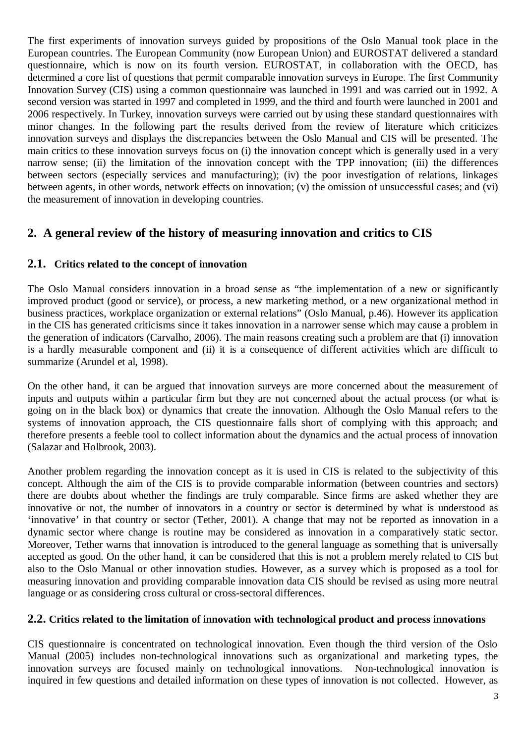The first experiments of innovation surveys guided by propositions of the Oslo Manual took place in the European countries. The European Community (now European Union) and EUROSTAT delivered a standard questionnaire, which is now on its fourth version. EUROSTAT, in collaboration with the OECD, has determined a core list of questions that permit comparable innovation surveys in Europe. The first Community Innovation Survey (CIS) using a common questionnaire was launched in 1991 and was carried out in 1992. A second version was started in 1997 and completed in 1999, and the third and fourth were launched in 2001 and 2006 respectively. In Turkey, innovation surveys were carried out by using these standard questionnaires with minor changes. In the following part the results derived from the review of literature which criticizes innovation surveys and displays the discrepancies between the Oslo Manual and CIS will be presented. The main critics to these innovation surveys focus on (i) the innovation concept which is generally used in a very narrow sense; (ii) the limitation of the innovation concept with the TPP innovation; (iii) the differences between sectors (especially services and manufacturing); (iv) the poor investigation of relations, linkages between agents, in other words, network effects on innovation; (v) the omission of unsuccessful cases; and (vi) the measurement of innovation in developing countries.

## 2. A general review of the history of measuring innovation and critics to CIS

### 2.1. Critics related to the concept of innovation

The Oslo Manual considers innovation in a broad sense as "the implementation of a new or significantly improved product (good or service), or process, a new marketing method, or a new organizational method in business practices, workplace organization or external relations" (Oslo Manual, p.46). However its application in the CIS has generated criticisms since it takes innovation in a narrower sense which may cause a problem in the generation of indicators (Carvalho, 2006). The main reasons creating such a problem are that (i) innovation is a hardly measurable component and (ii) it is a consequence of different activities which are difficult to summarize (Arundel et al, 1998).

On the other hand, it can be argued that innovation surveys are more concerned about the measurement of inputs and outputs within a particular firm but they are not concerned about the actual process (or what is going on in the black box) or dynamics that create the innovation. Although the Oslo Manual refers to the systems of innovation approach, the CIS questionnaire falls short of complying with this approach; and therefore presents a feeble tool to collect information about the dynamics and the actual process of innovation (Salazar and Holbrook, 2003).

Another problem regarding the innovation concept as it is used in CIS is related to the subjectivity of this concept. Although the aim of the CIS is to provide comparable information (between countries and sectors) there are doubts about whether the findings are truly comparable. Since firms are asked whether they are innovative or not, the number of innovators in a country or sector is determined by what is understood as 'innovative' in that country or sector (Tether, 2001). A change that may not be reported as innovation in a dynamic sector where change is routine may be considered as innovation in a comparatively static sector. Moreover, Tether warns that innovation is introduced to the general language as something that is universally accepted as good. On the other hand, it can be considered that this is not a problem merely related to CIS but also to the Oslo Manual or other innovation studies. However, as a survey which is proposed as a tool for measuring innovation and providing comparable innovation data CIS should be revised as using more neutral language or as considering cross cultural or cross-sectoral differences.

### 2.2. Critics related to the limitation of innovation with technological product and process innovations

CIS questionnaire is concentrated on technological innovation. Even though the third version of the Oslo Manual (2005) includes non-technological innovations such as organizational and marketing types, the innovation surveys are focused mainly on technological innovations. Non-technological innovation is inquired in few questions and detailed information on these types of innovation is not collected. However, as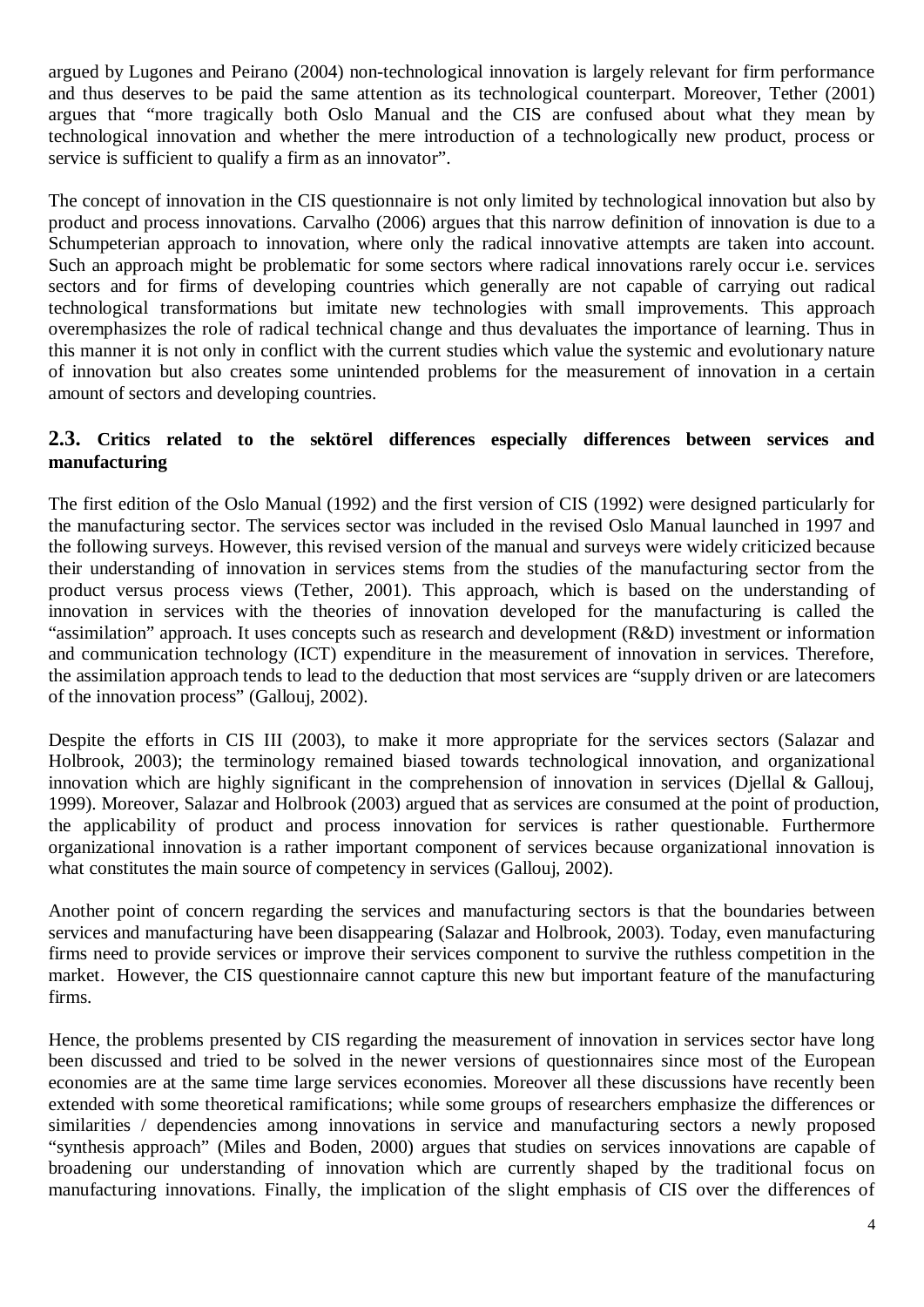argued by Lugones and Peirano (2004) non-technological innovation is largely relevant for firm performance and thus deserves to be paid the same attention as its technological counterpart. Moreover, Tether (2001) argues that "more tragically both Oslo Manual and the CIS are confused about what they mean by technological innovation and whether the mere introduction of a technologically new product, process or service is sufficient to qualify a firm as an innovator".

The concept of innovation in the CIS questionnaire is not only limited by technological innovation but also by product and process innovations. Carvalho (2006) argues that this narrow definition of innovation is due to a Schumpeterian approach to innovation, where only the radical innovative attempts are taken into account. Such an approach might be problematic for some sectors where radical innovations rarely occur i.e. services sectors and for firms of developing countries which generally are not capable of carrying out radical technological transformations but imitate new technologies with small improvements. This approach overemphasizes the role of radical technical change and thus devaluates the importance of learning. Thus in this manner it is not only in conflict with the current studies which value the systemic and evolutionary nature of innovation but also creates some unintended problems for the measurement of innovation in a certain amount of sectors and developing countries.

## 2.3. Critics related to the sektörel differences especially differences between services and manufacturing

The first edition of the Oslo Manual (1992) and the first version of CIS (1992) were designed particularly for the manufacturing sector. The services sector was included in the revised Oslo Manual launched in 1997 and the following surveys. However, this revised version of the manual and surveys were widely criticized because their understanding of innovation in services stems from the studies of the manufacturing sector from the product versus process views (Tether, 2001). This approach, which is based on the understanding of innovation in services with the theories of innovation developed for the manufacturing is called the "assimilation" approach. It uses concepts such as research and development (R&D) investment or information and communication technology (ICT) expenditure in the measurement of innovation in services. Therefore, the assimilation approach tends to lead to the deduction that most services are "supply driven or are latecomers of the innovation process" (Gallouj, 2002).

Despite the efforts in CIS III (2003), to make it more appropriate for the services sectors (Salazar and Holbrook, 2003); the terminology remained biased towards technological innovation, and organizational innovation which are highly significant in the comprehension of innovation in services (Djellal & Gallouj, 1999). Moreover, Salazar and Holbrook (2003) argued that as services are consumed at the point of production, the applicability of product and process innovation for services is rather questionable. Furthermore organizational innovation is a rather important component of services because organizational innovation is what constitutes the main source of competency in services (Gallouj, 2002).

Another point of concern regarding the services and manufacturing sectors is that the boundaries between services and manufacturing have been disappearing (Salazar and Holbrook, 2003). Today, even manufacturing firms need to provide services or improve their services component to survive the ruthless competition in the market. However, the CIS questionnaire cannot capture this new but important feature of the manufacturing firms.

Hence, the problems presented by CIS regarding the measurement of innovation in services sector have long been discussed and tried to be solved in the newer versions of questionnaires since most of the European economies are at the same time large services economies. Moreover all these discussions have recently been extended with some theoretical ramifications; while some groups of researchers emphasize the differences or similarities / dependencies among innovations in service and manufacturing sectors a newly proposed "synthesis approach" (Miles and Boden, 2000) argues that studies on services innovations are capable of broadening our understanding of innovation which are currently shaped by the traditional focus on manufacturing innovations. Finally, the implication of the slight emphasis of CIS over the differences of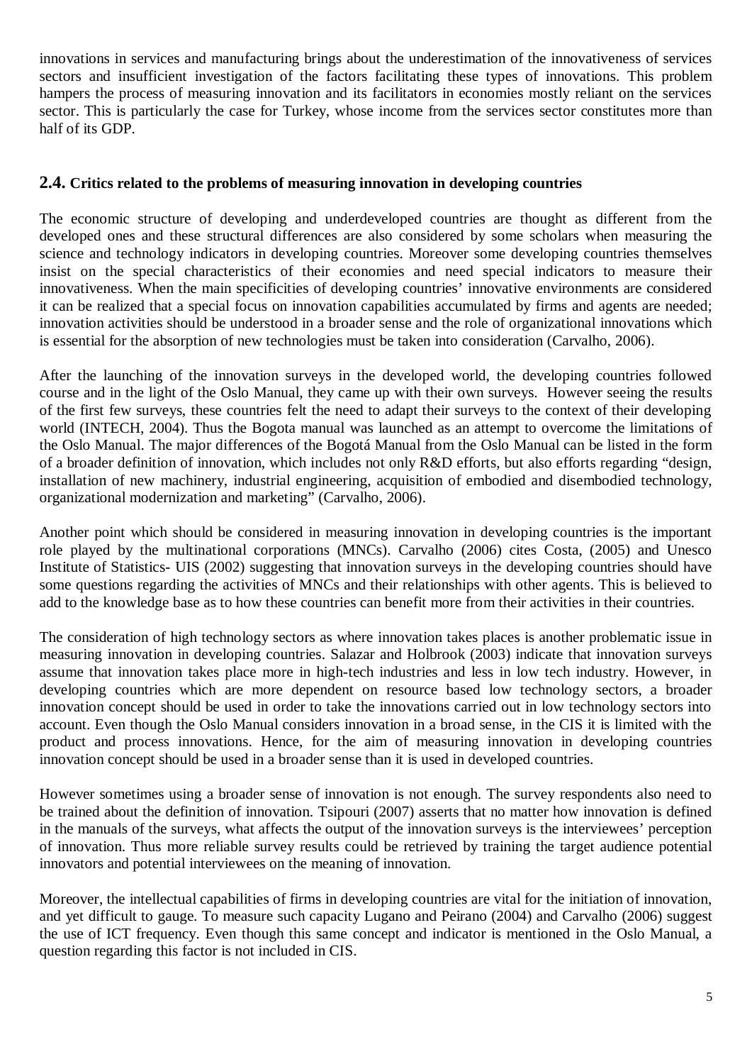innovations in services and manufacturing brings about the underestimation of the innovativeness of services sectors and insufficient investigation of the factors facilitating these types of innovations. This problem hampers the process of measuring innovation and its facilitators in economies mostly reliant on the services sector. This is particularly the case for Turkey, whose income from the services sector constitutes more than half of its GDP.

## 2.4. Critics related to the problems of measuring innovation in developing countries

The economic structure of developing and underdeveloped countries are thought as different from the developed ones and these structural differences are also considered by some scholars when measuring the science and technology indicators in developing countries. Moreover some developing countries themselves insist on the special characteristics of their economies and need special indicators to measure their innovativeness. When the main specificities of developing countries' innovative environments are considered it can be realized that a special focus on innovation capabilities accumulated by firms and agents are needed; innovation activities should be understood in a broader sense and the role of organizational innovations which is essential for the absorption of new technologies must be taken into consideration (Carvalho, 2006).

After the launching of the innovation surveys in the developed world, the developing countries followed course and in the light of the Oslo Manual, they came up with their own surveys. However seeing the results of the first few surveys, these countries felt the need to adapt their surveys to the context of their developing world (INTECH, 2004). Thus the Bogota manual was launched as an attempt to overcome the limitations of the Oslo Manual. The major differences of the Bogotá Manual from the Oslo Manual can be listed in the form of a broader definition of innovation, which includes not only R&D efforts, but also efforts regarding "design, installation of new machinery, industrial engineering, acquisition of embodied and disembodied technology, organizational modernization and marketing" (Carvalho, 2006).

Another point which should be considered in measuring innovation in developing countries is the important role played by the multinational corporations (MNCs). Carvalho (2006) cites Costa, (2005) and Unesco Institute of Statistics- UIS (2002) suggesting that innovation surveys in the developing countries should have some questions regarding the activities of MNCs and their relationships with other agents. This is believed to add to the knowledge base as to how these countries can benefit more from their activities in their countries.

The consideration of high technology sectors as where innovation takes places is another problematic issue in measuring innovation in developing countries. Salazar and Holbrook (2003) indicate that innovation surveys assume that innovation takes place more in high-tech industries and less in low tech industry. However, in developing countries which are more dependent on resource based low technology sectors, a broader innovation concept should be used in order to take the innovations carried out in low technology sectors into account. Even though the Oslo Manual considers innovation in a broad sense, in the CIS it is limited with the product and process innovations. Hence, for the aim of measuring innovation in developing countries innovation concept should be used in a broader sense than it is used in developed countries.

However sometimes using a broader sense of innovation is not enough. The survey respondents also need to be trained about the definition of innovation. Tsipouri (2007) asserts that no matter how innovation is defined in the manuals of the surveys, what affects the output of the innovation surveys is the interviewees' perception of innovation. Thus more reliable survey results could be retrieved by training the target audience potential innovators and potential interviewees on the meaning of innovation.

Moreover, the intellectual capabilities of firms in developing countries are vital for the initiation of innovation, and yet difficult to gauge. To measure such capacity Lugano and Peirano (2004) and Carvalho (2006) suggest the use of ICT frequency. Even though this same concept and indicator is mentioned in the Oslo Manual, a question regarding this factor is not included in CIS.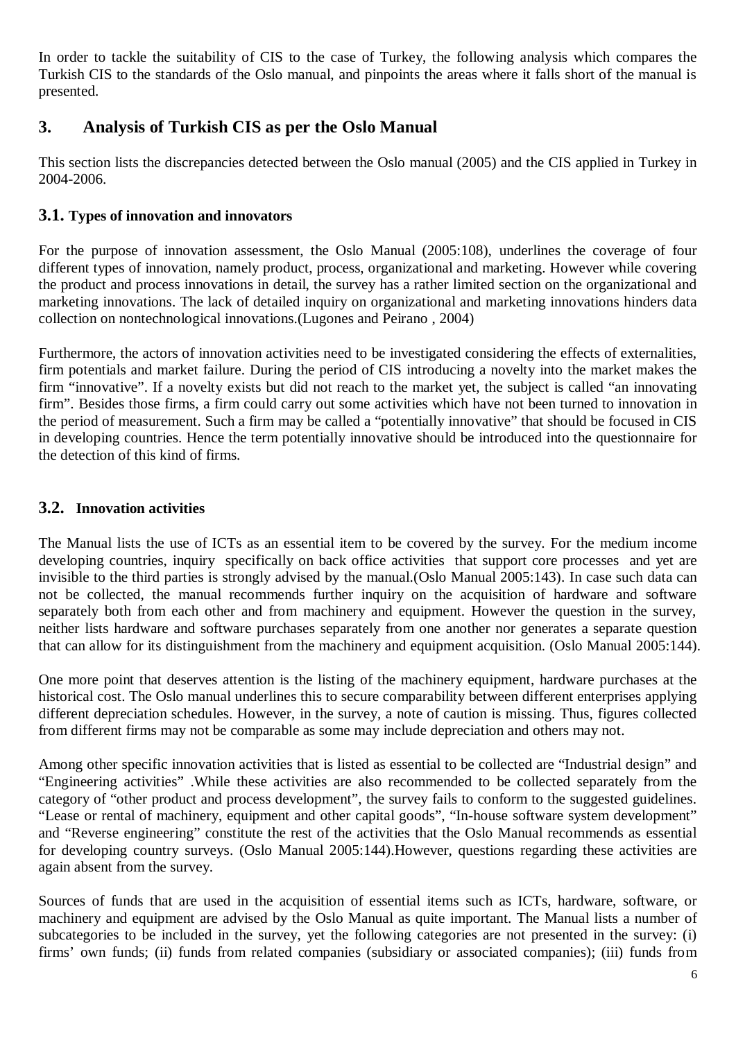In order to tackle the suitability of CIS to the case of Turkey, the following analysis which compares the Turkish CIS to the standards of the Oslo manual, and pinpoints the areas where it falls short of the manual is presented.

## 3. Analysis of Turkish CIS as per the Oslo Manual

This section lists the discrepancies detected between the Oslo manual (2005) and the CIS applied in Turkey in 2004-2006.

### 3.1. Types of innovation and innovators

For the purpose of innovation assessment, the Oslo Manual (2005:108), underlines the coverage of four different types of innovation, namely product, process, organizational and marketing. However while covering the product and process innovations in detail, the survey has a rather limited section on the organizational and marketing innovations. The lack of detailed inquiry on organizational and marketing innovations hinders data collection on nontechnological innovations.(Lugones and Peirano , 2004)

Furthermore, the actors of innovation activities need to be investigated considering the effects of externalities, firm potentials and market failure. During the period of CIS introducing a novelty into the market makes the firm "innovative". If a novelty exists but did not reach to the market yet, the subject is called "an innovating firm". Besides those firms, a firm could carry out some activities which have not been turned to innovation in the period of measurement. Such a firm may be called a "potentially innovative" that should be focused in CIS in developing countries. Hence the term potentially innovative should be introduced into the questionnaire for the detection of this kind of firms.

### 3.2. Innovation activities

The Manual lists the use of ICTs as an essential item to be covered by the survey. For the medium income developing countries, inquiry specifically on back office activities that support core processes and yet are invisible to the third parties is strongly advised by the manual.(Oslo Manual 2005:143). In case such data can not be collected, the manual recommends further inquiry on the acquisition of hardware and software separately both from each other and from machinery and equipment. However the question in the survey, neither lists hardware and software purchases separately from one another nor generates a separate question that can allow for its distinguishment from the machinery and equipment acquisition. (Oslo Manual 2005:144).

One more point that deserves attention is the listing of the machinery equipment, hardware purchases at the historical cost. The Oslo manual underlines this to secure comparability between different enterprises applying different depreciation schedules. However, in the survey, a note of caution is missing. Thus, figures collected from different firms may not be comparable as some may include depreciation and others may not.

Among other specific innovation activities that is listed as essential to be collected are "Industrial design" and "Engineering activities" .While these activities are also recommended to be collected separately from the category of "other product and process development", the survey fails to conform to the suggested guidelines. "Lease or rental of machinery, equipment and other capital goods", "In-house software system development" and "Reverse engineering" constitute the rest of the activities that the Oslo Manual recommends as essential for developing country surveys. (Oslo Manual 2005:144).However, questions regarding these activities are again absent from the survey.

Sources of funds that are used in the acquisition of essential items such as ICTs, hardware, software, or machinery and equipment are advised by the Oslo Manual as quite important. The Manual lists a number of subcategories to be included in the survey, yet the following categories are not presented in the survey: (i) firms' own funds; (ii) funds from related companies (subsidiary or associated companies); (iii) funds from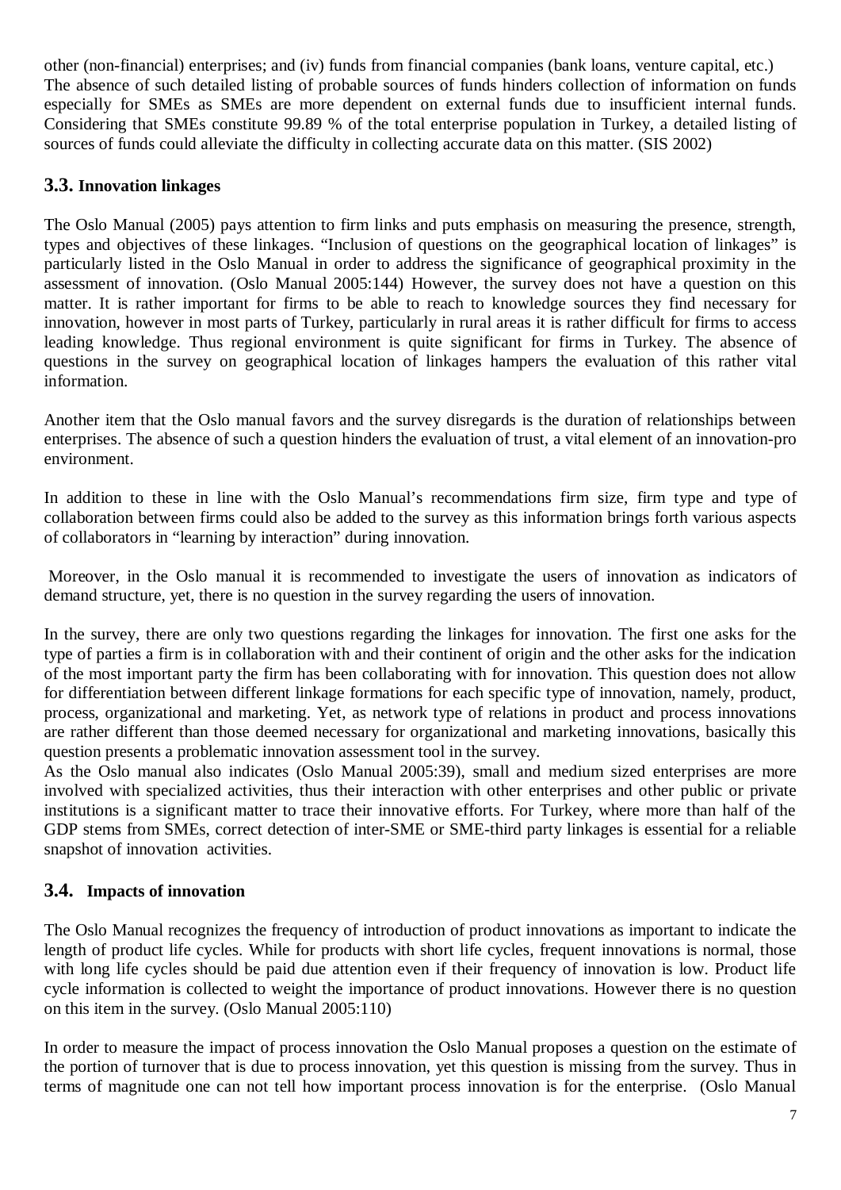other (non-financial) enterprises; and (iv) funds from financial companies (bank loans, venture capital, etc.) The absence of such detailed listing of probable sources of funds hinders collection of information on funds especially for SMEs as SMEs are more dependent on external funds due to insufficient internal funds. Considering that SMEs constitute 99.89 % of the total enterprise population in Turkey, a detailed listing of sources of funds could alleviate the difficulty in collecting accurate data on this matter. (SIS 2002)

### 3.3. Innovation linkages

The Oslo Manual (2005) pays attention to firm links and puts emphasis on measuring the presence, strength, types and objectives of these linkages. "Inclusion of questions on the geographical location of linkages" is particularly listed in the Oslo Manual in order to address the significance of geographical proximity in the assessment of innovation. (Oslo Manual 2005:144) However, the survey does not have a question on this matter. It is rather important for firms to be able to reach to knowledge sources they find necessary for innovation, however in most parts of Turkey, particularly in rural areas it is rather difficult for firms to access leading knowledge. Thus regional environment is quite significant for firms in Turkey. The absence of questions in the survey on geographical location of linkages hampers the evaluation of this rather vital information.

Another item that the Oslo manual favors and the survey disregards is the duration of relationships between enterprises. The absence of such a question hinders the evaluation of trust, a vital element of an innovation-pro environment.

In addition to these in line with the Oslo Manual's recommendations firm size, firm type and type of collaboration between firms could also be added to the survey as this information brings forth various aspects of collaborators in "learning by interaction" during innovation.

Moreover, in the Oslo manual it is recommended to investigate the users of innovation as indicators of demand structure, yet, there is no question in the survey regarding the users of innovation.

In the survey, there are only two questions regarding the linkages for innovation. The first one asks for the type of parties a firm is in collaboration with and their continent of origin and the other asks for the indication of the most important party the firm has been collaborating with for innovation. This question does not allow for differentiation between different linkage formations for each specific type of innovation, namely, product, process, organizational and marketing. Yet, as network type of relations in product and process innovations are rather different than those deemed necessary for organizational and marketing innovations, basically this question presents a problematic innovation assessment tool in the survey.
As the Oslo manual also indicates (Oslo Manual 2005:39), small and medium sized enterprises are more involved with specialized activities, thus their interaction with other enterprises and other public or private institutions is a significant matter to trace their innovative efforts. For Turkey, where more than half of the GDP stems from SMEs, correct detection of inter-SME or SME-third party linkages is essential for a reliable snapshot of innovation activities.

### 3.4. Impacts of innovation

The Oslo Manual recognizes the frequency of introduction of product innovations as important to indicate the length of product life cycles. While for products with short life cycles, frequent innovations is normal, those with long life cycles should be paid due attention even if their frequency of innovation is low. Product life cycle information is collected to weight the importance of product innovations. However there is no question on this item in the survey. (Oslo Manual 2005:110)

In order to measure the impact of process innovation the Oslo Manual proposes a question on the estimate of the portion of turnover that is due to process innovation, yet this question is missing from the survey. Thus in terms of magnitude one can not tell how important process innovation is for the enterprise. (Oslo Manual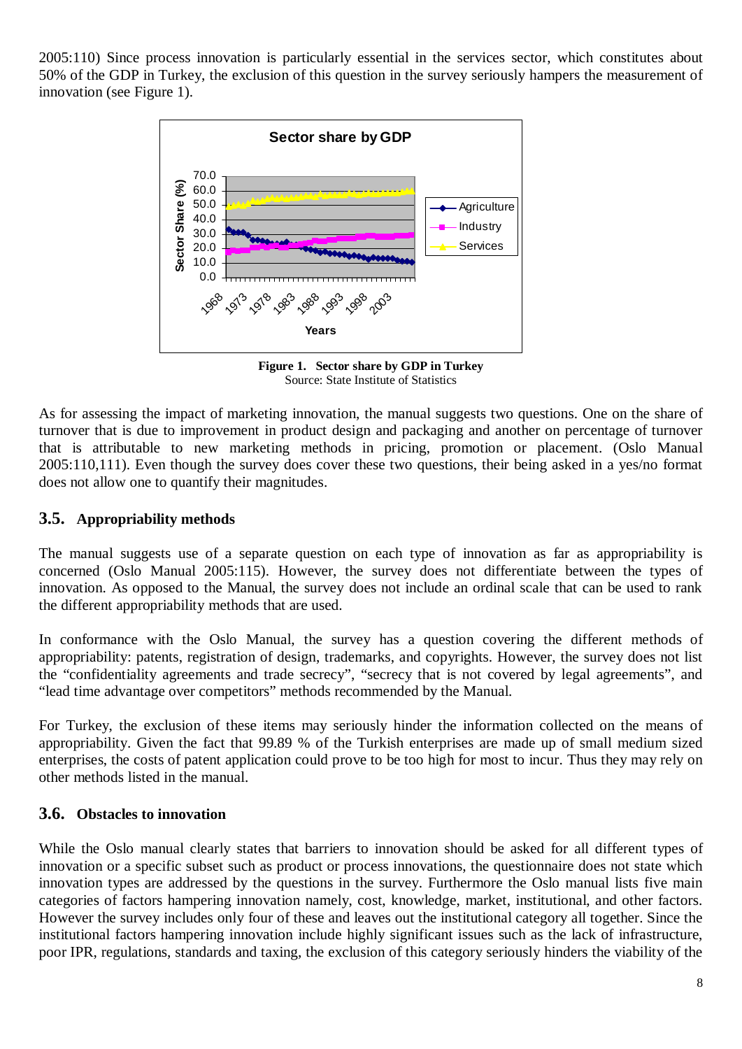2005:110) Since process innovation is particularly essential in the services sector, which constitutes about 50% of the GDP in Turkey, the exclusion of this question in the survey seriously hampers the measurement of innovation (see Figure 1).

**Figure 1. Sector share by GDP in Turkey**
Source: State Institute of Statistics

As for assessing the impact of marketing innovation, the manual suggests two questions. One on the share of turnover that is due to improvement in product design and packaging and another on percentage of turnover that is attributable to new marketing methods in pricing, promotion or placement. (Oslo Manual 2005:110,111). Even though the survey does cover these two questions, their being asked in a yes/no format does not allow one to quantify their magnitudes.

## 3.5. Appropriability methods

The manual suggests use of a separate question on each type of innovation as far as appropriability is concerned (Oslo Manual 2005:115). However, the survey does not differentiate between the types of innovation. As opposed to the Manual, the survey does not include an ordinal scale that can be used to rank the different appropriability methods that are used.

In conformance with the Oslo Manual, the survey has a question covering the different methods of appropriability: patents, registration of design, trademarks, and copyrights. However, the survey does not list the "confidentiality agreements and trade secrecy", "secrecy that is not covered by legal agreements", and "lead time advantage over competitors" methods recommended by the Manual.

For Turkey, the exclusion of these items may seriously hinder the information collected on the means of appropriability. Given the fact that 99.89 % of the Turkish enterprises are made up of small medium sized enterprises, the costs of patent application could prove to be too high for most to incur. Thus they may rely on other methods listed in the manual.

## 3.6. Obstacles to innovation

While the Oslo manual clearly states that barriers to innovation should be asked for all different types of innovation or a specific subset such as product or process innovations, the questionnaire does not state which innovation types are addressed by the questions in the survey. Furthermore the Oslo manual lists five main categories of factors hampering innovation namely, cost, knowledge, market, institutional, and other factors. However the survey includes only four of these and leaves out the institutional category all together. Since the institutional factors hampering innovation include highly significant issues such as the lack of infrastructure, poor IPR, regulations, standards and taxing, the exclusion of this category seriously hinders the viability of the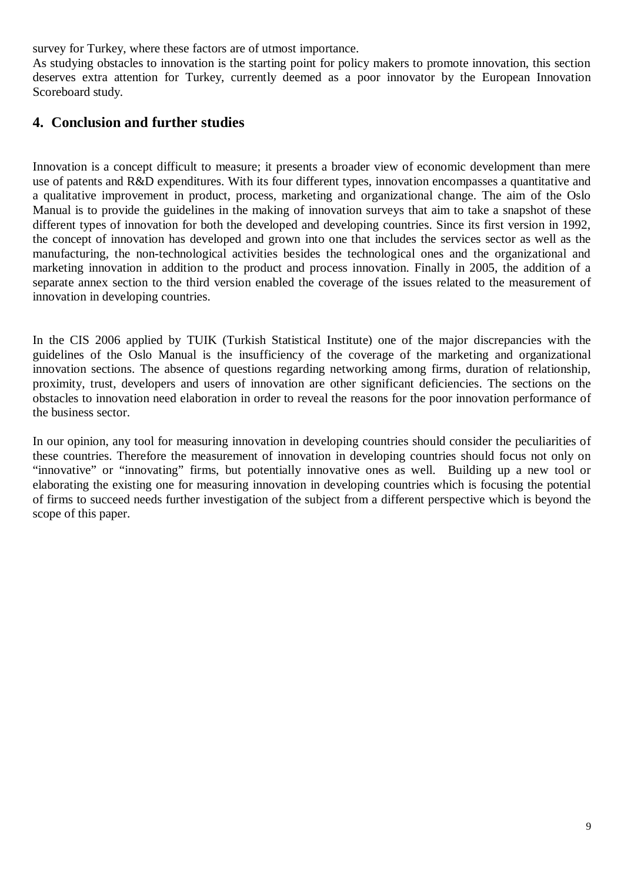survey for Turkey, where these factors are of utmost importance.
As studying obstacles to innovation is the starting point for policy makers to promote innovation, this section deserves extra attention for Turkey, currently deemed as a poor innovator by the European Innovation Scoreboard study.

## 4. Conclusion and further studies

Innovation is a concept difficult to measure; it presents a broader view of economic development than mere use of patents and R&D expenditures. With its four different types, innovation encompasses a quantitative and a qualitative improvement in product, process, marketing and organizational change. The aim of the Oslo Manual is to provide the guidelines in the making of innovation surveys that aim to take a snapshot of these different types of innovation for both the developed and developing countries. Since its first version in 1992, the concept of innovation has developed and grown into one that includes the services sector as well as the manufacturing, the non-technological activities besides the technological ones and the organizational and marketing innovation in addition to the product and process innovation. Finally in 2005, the addition of a separate annex section to the third version enabled the coverage of the issues related to the measurement of innovation in developing countries.

In the CIS 2006 applied by TUIK (Turkish Statistical Institute) one of the major discrepancies with the guidelines of the Oslo Manual is the insufficiency of the coverage of the marketing and organizational innovation sections. The absence of questions regarding networking among firms, duration of relationship, proximity, trust, developers and users of innovation are other significant deficiencies. The sections on the obstacles to innovation need elaboration in order to reveal the reasons for the poor innovation performance of the business sector.

In our opinion, any tool for measuring innovation in developing countries should consider the peculiarities of these countries. Therefore the measurement of innovation in developing countries should focus not only on "innovative" or "innovating" firms, but potentially innovative ones as well. Building up a new tool or elaborating the existing one for measuring innovation in developing countries which is focusing the potential of firms to succeed needs further investigation of the subject from a different perspective which is beyond the scope of this paper.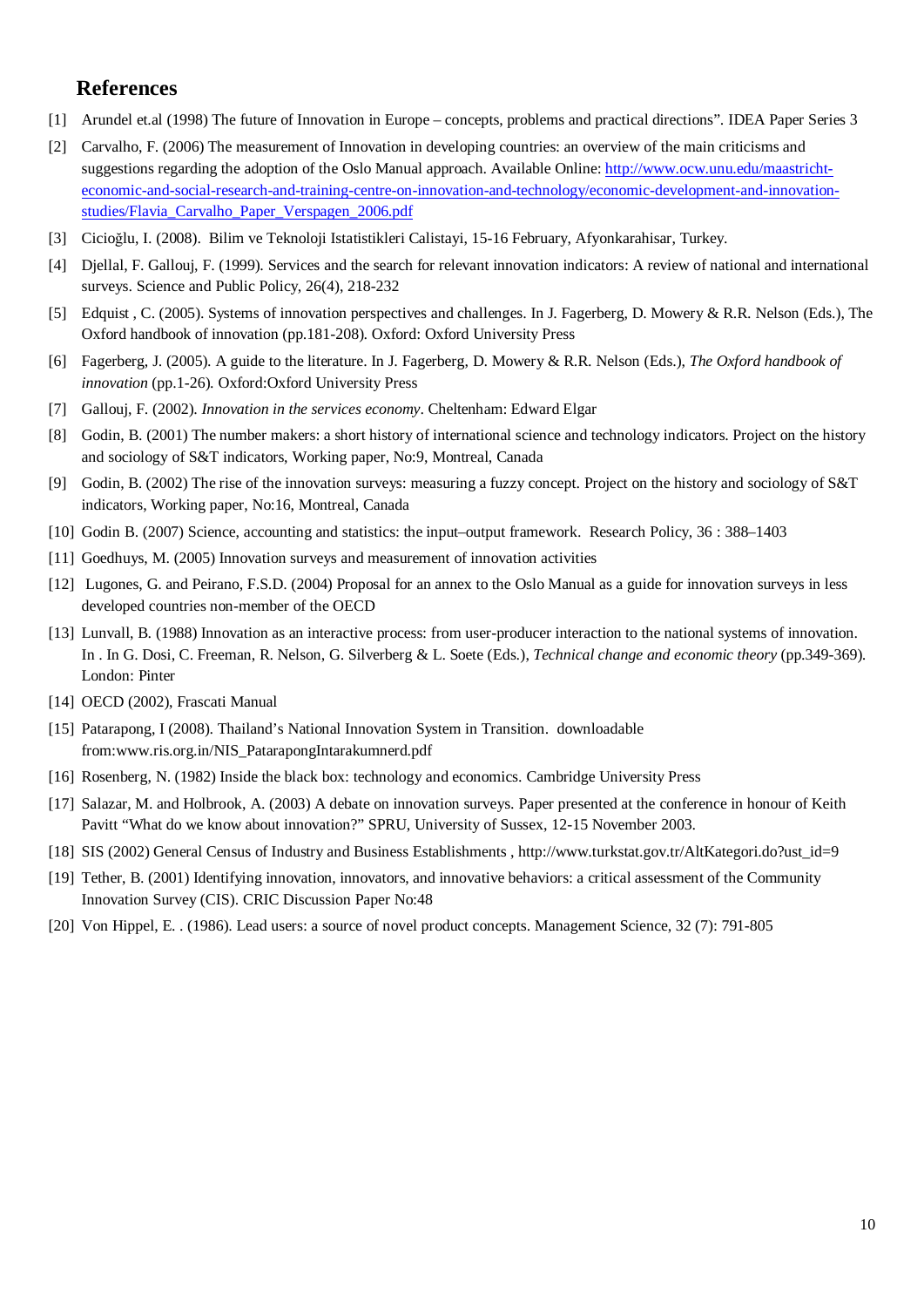## References

[1] Arundel et.al (1998) The future of Innovation in Europe – concepts, problems and practical directions". IDEA Paper Series 3

[2] Carvalho, F. (2006) The measurement of Innovation in developing countries: an overview of the main criticisms and suggestions regarding the adoption of the Oslo Manual approach. Available Online: http://www.ocw.unu.edu/maastricht-economic-and-social-research-and-training-centre-on-innovation-and-technology/economic-development-and-innovation-studies/Flavia_Carvalho_Paper_Verspagen_2006.pdf

[3] Cicioğlu, I. (2008). Bilim ve Teknoloji Istatistikleri Calistayi, 15-16 February, Afyonkarahisar, Turkey.

[4] Djellal, F. Gallouj, F. (1999). Services and the search for relevant innovation indicators: A review of national and international surveys. Science and Public Policy, 26(4), 218-232

[5] Edquist , C. (2005). Systems of innovation perspectives and challenges. In J. Fagerberg, D. Mowery & R.R. Nelson (Eds.), The Oxford handbook of innovation (pp.181-208). Oxford: Oxford University Press

[6] Fagerberg, J. (2005). A guide to the literature. In J. Fagerberg, D. Mowery & R.R. Nelson (Eds.), *The Oxford handbook of innovation* (pp.1-26). Oxford:Oxford University Press

[7] Gallouj, F. (2002). *Innovation in the services economy*. Cheltenham: Edward Elgar

[8] Godin, B. (2001) The number makers: a short history of international science and technology indicators. Project on the history and sociology of S&T indicators, Working paper, No:9, Montreal, Canada

[9] Godin, B. (2002) The rise of the innovation surveys: measuring a fuzzy concept. Project on the history and sociology of S&T indicators, Working paper, No:16, Montreal, Canada

[10] Godin B. (2007) Science, accounting and statistics: the input–output framework. Research Policy, 36 : 388–1403

[11] Goedhuys, M. (2005) Innovation surveys and measurement of innovation activities

[12] Lugones, G. and Peirano, F.S.D. (2004) Proposal for an annex to the Oslo Manual as a guide for innovation surveys in less developed countries non-member of the OECD

[13] Lunvall, B. (1988) Innovation as an interactive process: from user-producer interaction to the national systems of innovation. In . In G. Dosi, C. Freeman, R. Nelson, G. Silverberg & L. Soete (Eds.), *Technical change and economic theory* (pp.349-369). London: Pinter

[14] OECD (2002), Frascati Manual

[15] Patarapong, I (2008). Thailand's National Innovation System in Transition. downloadable from:www.ris.org.in/NIS_PatarapongIntarakumnerd.pdf

[16] Rosenberg, N. (1982) Inside the black box: technology and economics. Cambridge University Press

[17] Salazar, M. and Holbrook, A. (2003) A debate on innovation surveys. Paper presented at the conference in honour of Keith Pavitt "What do we know about innovation?" SPRU, University of Sussex, 12-15 November 2003.

[18] SIS (2002) General Census of Industry and Business Establishments , http://www.turkstat.gov.tr/AltKategori.do?ust_id=9

[19] Tether, B. (2001) Identifying innovation, innovators, and innovative behaviors: a critical assessment of the Community Innovation Survey (CIS). CRIC Discussion Paper No:48

[20] Von Hippel, E. . (1986). Lead users: a source of novel product concepts. Management Science, 32 (7): 791-805